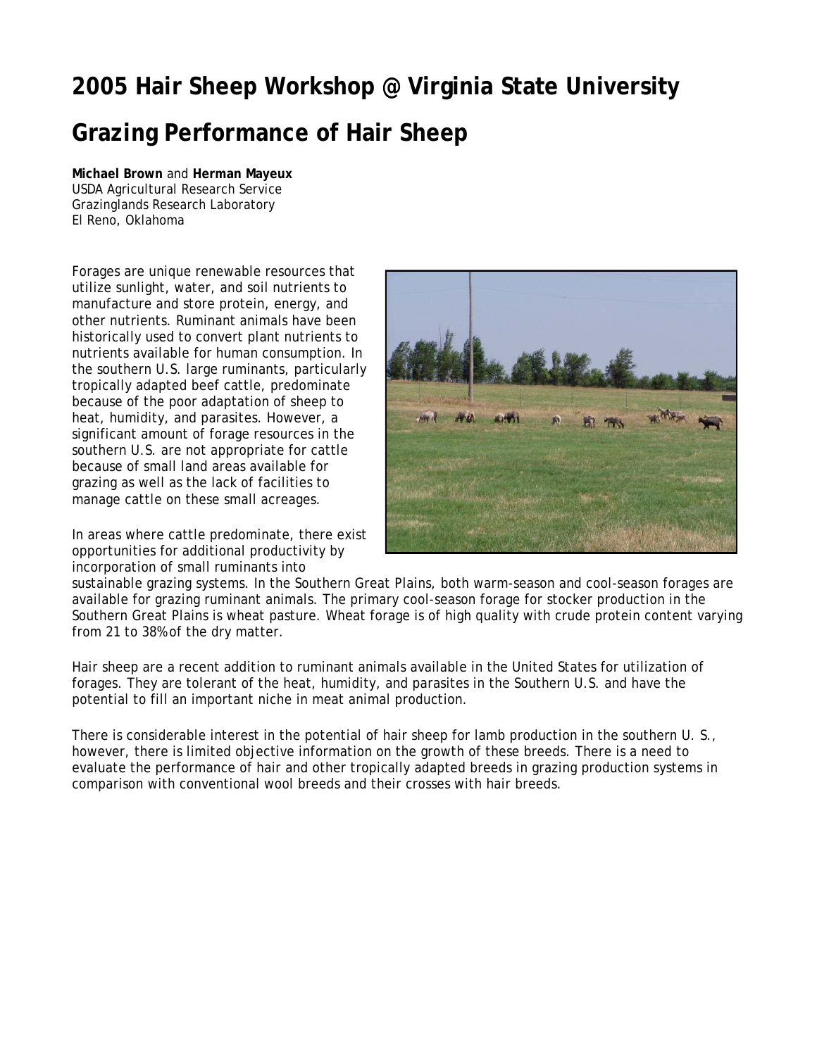# 2005 Hair Sheep Workshop @ Virginia State University

# Grazing Performance of Hair Sheep

**Michael Brown** and **Herman Mayeux**
USDA Agricultural Research Service
Grazinglands Research Laboratory
El Reno, Oklahoma

Forages are unique renewable resources that utilize sunlight, water, and soil nutrients to manufacture and store protein, energy, and other nutrients. Ruminant animals have been historically used to convert plant nutrients to nutrients available for human consumption. In the southern U.S. large ruminants, particularly tropically adapted beef cattle, predominate because of the poor adaptation of sheep to heat, humidity, and parasites. However, a significant amount of forage resources in the southern U.S. are not appropriate for cattle because of small land areas available for grazing as well as the lack of facilities to manage cattle on these small acreages.

In areas where cattle predominate, there exist opportunities for additional productivity by incorporation of small ruminants into sustainable grazing systems. In the Southern Great Plains, both warm-season and cool-season forages are available for grazing ruminant animals. The primary cool-season forage for stocker production in the Southern Great Plains is wheat pasture. Wheat forage is of high quality with crude protein content varying from 21 to 38% of the dry matter.

Hair sheep are a recent addition to ruminant animals available in the United States for utilization of forages. They are tolerant of the heat, humidity, and parasites in the Southern U.S. and have the potential to fill an important niche in meat animal production.

There is considerable interest in the potential of hair sheep for lamb production in the southern U. S., however, there is limited objective information on the growth of these breeds. There is a need to evaluate the performance of hair and other tropically adapted breeds in grazing production systems in comparison with conventional wool breeds and their crosses with hair breeds.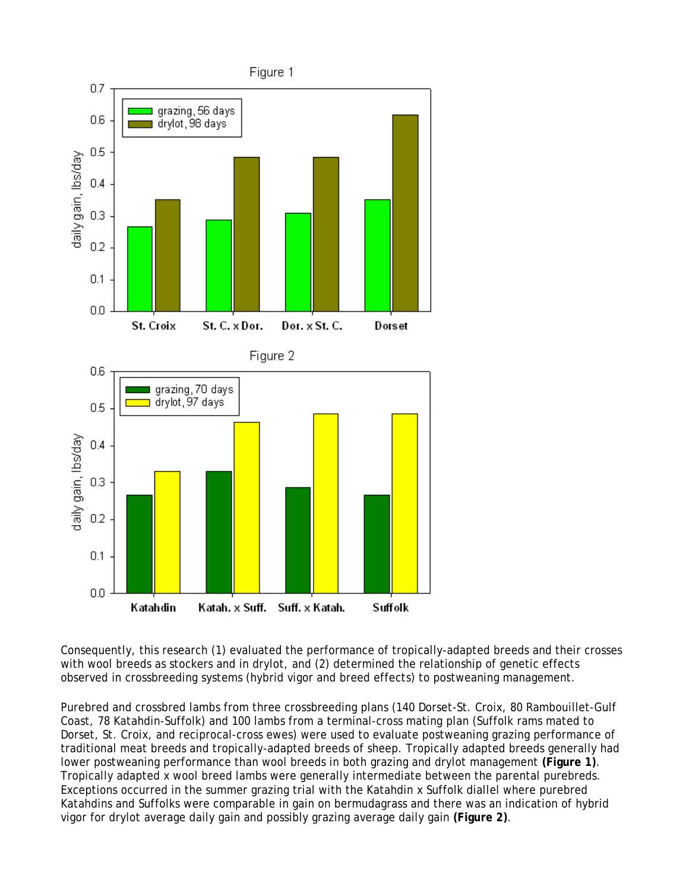Consequently, this research (1) evaluated the performance of tropically-adapted breeds and their crosses with wool breeds as stockers and in drylot, and (2) determined the relationship of genetic effects observed in crossbreeding systems (hybrid vigor and breed effects) to postweaning management.

Purebred and crossbred lambs from three crossbreeding plans (140 Dorset-St. Croix, 80 Rambouillet-Gulf Coast, 78 Katahdin-Suffolk) and 100 lambs from a terminal-cross mating plan (Suffolk rams mated to Dorset, St. Croix, and reciprocal-cross ewes) were used to evaluate postweaning grazing performance of traditional meat breeds and tropically-adapted breeds of sheep. Tropically adapted breeds generally had lower postweaning performance than wool breeds in both grazing and drylot management **(Figure 1)**. Tropically adapted x wool breed lambs were generally intermediate between the parental purebreds. Exceptions occurred in the summer grazing trial with the Katahdin x Suffolk diallel where purebred Katahdins and Suffolks were comparable in gain on bermudagrass and there was an indication of hybrid vigor for drylot average daily gain and possibly grazing average daily gain **(Figure 2)**.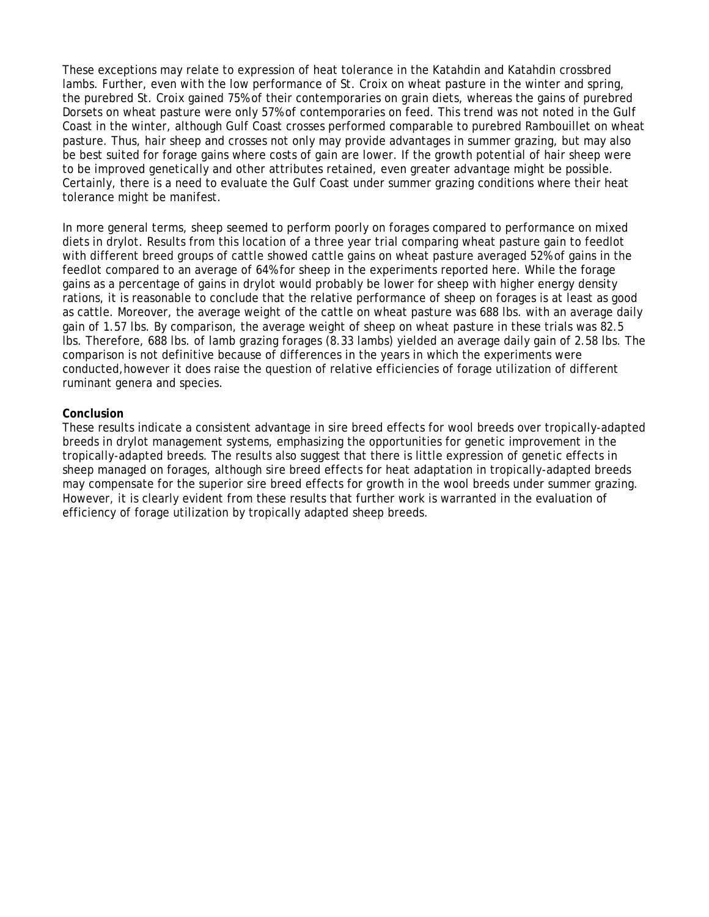These exceptions may relate to expression of heat tolerance in the Katahdin and Katahdin crossbred lambs. Further, even with the low performance of St. Croix on wheat pasture in the winter and spring, the purebred St. Croix gained 75% of their contemporaries on grain diets, whereas the gains of purebred Dorsets on wheat pasture were only 57% of contemporaries on feed. This trend was not noted in the Gulf Coast in the winter, although Gulf Coast crosses performed comparable to purebred Rambouillet on wheat pasture. Thus, hair sheep and crosses not only may provide advantages in summer grazing, but may also be best suited for forage gains where costs of gain are lower. If the growth potential of hair sheep were to be improved genetically and other attributes retained, even greater advantage might be possible. Certainly, there is a need to evaluate the Gulf Coast under summer grazing conditions where their heat tolerance might be manifest.

In more general terms, sheep seemed to perform poorly on forages compared to performance on mixed diets in drylot. Results from this location of a three year trial comparing wheat pasture gain to feedlot with different breed groups of cattle showed cattle gains on wheat pasture averaged 52% of gains in the feedlot compared to an average of 64% for sheep in the experiments reported here. While the forage gains as a percentage of gains in drylot would probably be lower for sheep with higher energy density rations, it is reasonable to conclude that the relative performance of sheep on forages is at least as good as cattle. Moreover, the average weight of the cattle on wheat pasture was 688 lbs. with an average daily gain of 1.57 lbs. By comparison, the average weight of sheep on wheat pasture in these trials was 82.5 lbs. Therefore, 688 lbs. of lamb grazing forages (8.33 lambs) yielded an average daily gain of 2.58 lbs. The comparison is not definitive because of differences in the years in which the experiments were conducted,however it does raise the question of relative efficiencies of forage utilization of different ruminant genera and species.

**Conclusion**

These results indicate a consistent advantage in sire breed effects for wool breeds over tropically-adapted breeds in drylot management systems, emphasizing the opportunities for genetic improvement in the tropically-adapted breeds. The results also suggest that there is little expression of genetic effects in sheep managed on forages, although sire breed effects for heat adaptation in tropically-adapted breeds may compensate for the superior sire breed effects for growth in the wool breeds under summer grazing. However, it is clearly evident from these results that further work is warranted in the evaluation of efficiency of forage utilization by tropically adapted sheep breeds.